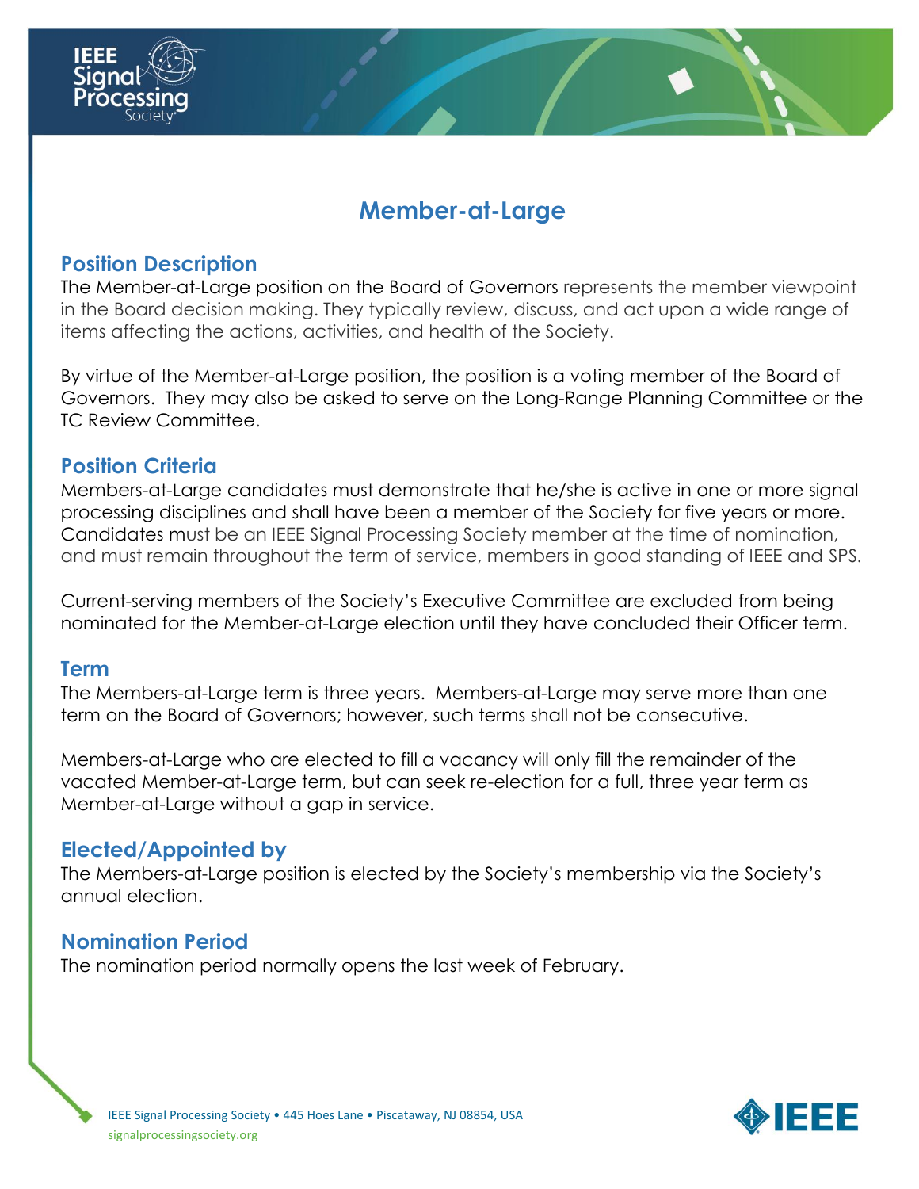# Member-at-Large

## Position Description

The Member-at-Large position on the Board of Governors represents the member viewpoint in the Board decision making. They typically review, discuss, and act upon a wide range of items affecting the actions, activities, and health of the Society.

By virtue of the Member-at-Large position, the position is a voting member of the Board of Governors. They may also be asked to serve on the Long-Range Planning Committee or the TC Review Committee.

## Position Criteria

Members-at-Large candidates must demonstrate that he/she is active in one or more signal processing disciplines and shall have been a member of the Society for five years or more. Candidates must be an IEEE Signal Processing Society member at the time of nomination, and must remain throughout the term of service, members in good standing of IEEE and SPS.

Current-serving members of the Society's Executive Committee are excluded from being nominated for the Member-at-Large election until they have concluded their Officer term.

## Term

The Members-at-Large term is three years. Members-at-Large may serve more than one term on the Board of Governors; however, such terms shall not be consecutive.

Members-at-Large who are elected to fill a vacancy will only fill the remainder of the vacated Member-at-Large term, but can seek re-election for a full, three year term as Member-at-Large without a gap in service.

## Elected/Appointed by

The Members-at-Large position is elected by the Society's membership via the Society's annual election.

## Nomination Period

The nomination period normally opens the last week of February.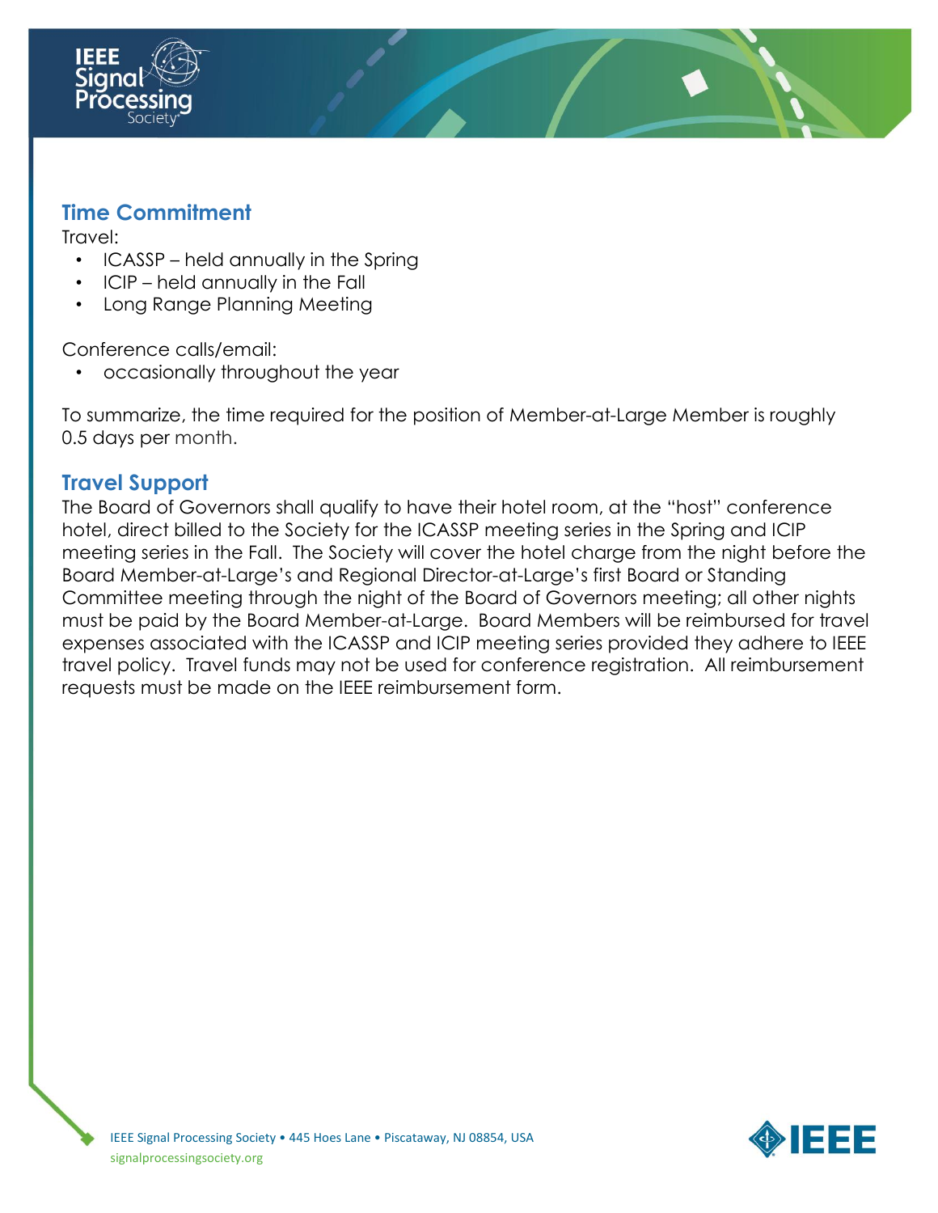## Time Commitment

Travel:

- ICASSP – held annually in the Spring
- ICIP – held annually in the Fall
- Long Range Planning Meeting

Conference calls/email:

- occasionally throughout the year

To summarize, the time required for the position of Member-at-Large Member is roughly 0.5 days per month.

## Travel Support

The Board of Governors shall qualify to have their hotel room, at the "host" conference hotel, direct billed to the Society for the ICASSP meeting series in the Spring and ICIP meeting series in the Fall. The Society will cover the hotel charge from the night before the Board Member-at-Large's and Regional Director-at-Large's first Board or Standing Committee meeting through the night of the Board of Governors meeting; all other nights must be paid by the Board Member-at-Large. Board Members will be reimbursed for travel expenses associated with the ICASSP and ICIP meeting series provided they adhere to IEEE travel policy. Travel funds may not be used for conference registration. All reimbursement requests must be made on the IEEE reimbursement form.